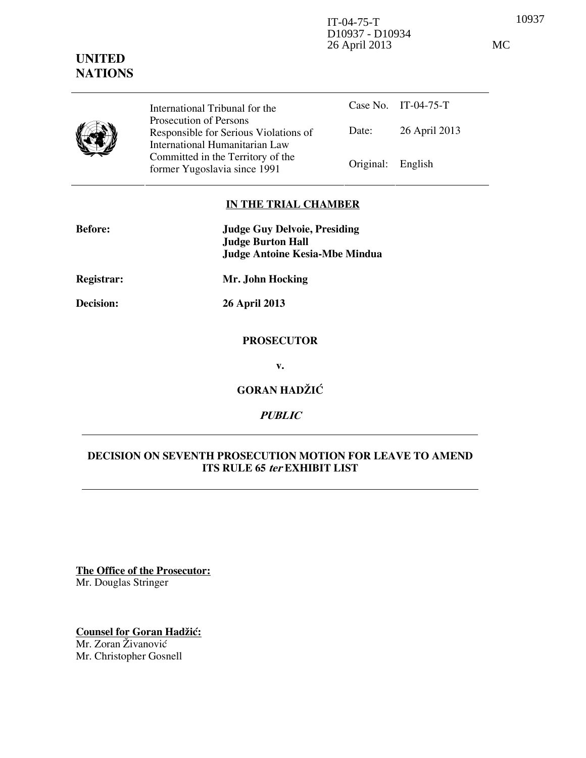IT-04-75-T
D10937 - D10934
26 April 2013

MC

**UNITED NATIONS**

| International Tribunal for the Prosecution of Persons Responsible for Serious Violations of International Humanitarian Law Committed in the Territory of the former Yugoslavia since 1991 | Case No. | IT-04-75-T |
| --- | --- | --- |
| | Date: | 26 April 2013 |
| | Original: | English |

**IN THE TRIAL CHAMBER**

**Before:** **Judge Guy Delvoie, Presiding**
**Judge Burton Hall**
**Judge Antoine Kesia-Mbe Mindua**

**Registrar:** **Mr. John Hocking**

**Decision:** **26 April 2013**

**PROSECUTOR**

**v.**

**GORAN HADŽIĆ**

***PUBLIC***

**DECISION ON SEVENTH PROSECUTION MOTION FOR LEAVE TO AMEND ITS RULE 65 *ter* EXHIBIT LIST**

**The Office of the Prosecutor:**
Mr. Douglas Stringer

**Counsel for Goran Hadžić:**
Mr. Zoran Živanović
Mr. Christopher Gosnell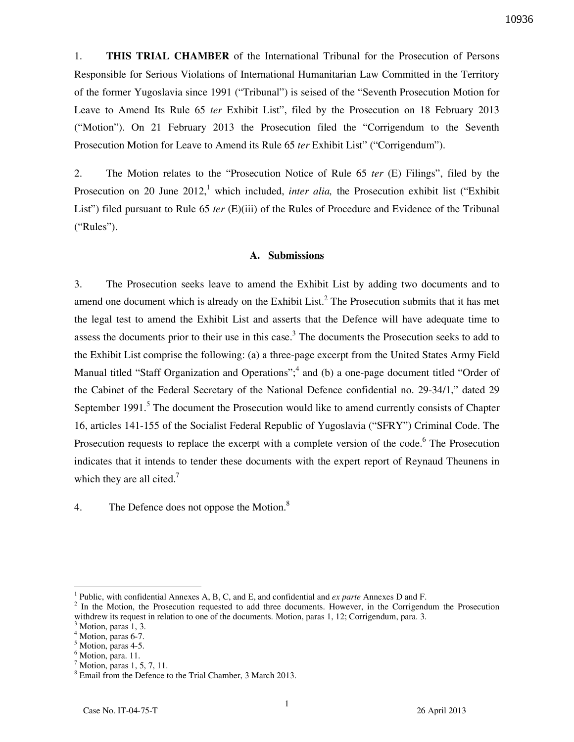1. **THIS TRIAL CHAMBER** of the International Tribunal for the Prosecution of Persons Responsible for Serious Violations of International Humanitarian Law Committed in the Territory of the former Yugoslavia since 1991 ("Tribunal") is seised of the "Seventh Prosecution Motion for Leave to Amend Its Rule 65 *ter* Exhibit List", filed by the Prosecution on 18 February 2013 ("Motion"). On 21 February 2013 the Prosecution filed the "Corrigendum to the Seventh Prosecution Motion for Leave to Amend its Rule 65 *ter* Exhibit List" ("Corrigendum").

2. The Motion relates to the "Prosecution Notice of Rule 65 *ter* (E) Filings", filed by the Prosecution on 20 June 2012,[1] which included, *inter alia,* the Prosecution exhibit list ("Exhibit List") filed pursuant to Rule 65 *ter* (E)(iii) of the Rules of Procedure and Evidence of the Tribunal ("Rules").

### A. Submissions

3. The Prosecution seeks leave to amend the Exhibit List by adding two documents and to amend one document which is already on the Exhibit List.[2] The Prosecution submits that it has met the legal test to amend the Exhibit List and asserts that the Defence will have adequate time to assess the documents prior to their use in this case.[3] The documents the Prosecution seeks to add to the Exhibit List comprise the following: (a) a three-page excerpt from the United States Army Field Manual titled "Staff Organization and Operations";[4] and (b) a one-page document titled "Order of the Cabinet of the Federal Secretary of the National Defence confidential no. 29-34/1," dated 29 September 1991.[5] The document the Prosecution would like to amend currently consists of Chapter 16, articles 141-155 of the Socialist Federal Republic of Yugoslavia ("SFRY") Criminal Code. The Prosecution requests to replace the excerpt with a complete version of the code.[6] The Prosecution indicates that it intends to tender these documents with the expert report of Reynaud Theunens in which they are all cited.[7]

4. The Defence does not oppose the Motion.[8]

---

[1] Public, with confidential Annexes A, B, C, and E, and confidential and *ex parte* Annexes D and F.

[2] In the Motion, the Prosecution requested to add three documents. However, in the Corrigendum the Prosecution withdrew its request in relation to one of the documents. Motion, paras 1, 12; Corrigendum, para. 3.

[3] Motion, paras 1, 3.

[4] Motion, paras 6-7.

[5] Motion, paras 4-5.

[6] Motion, para. 11.

[7] Motion, paras 1, 5, 7, 11.

[8] Email from the Defence to the Trial Chamber, 3 March 2013.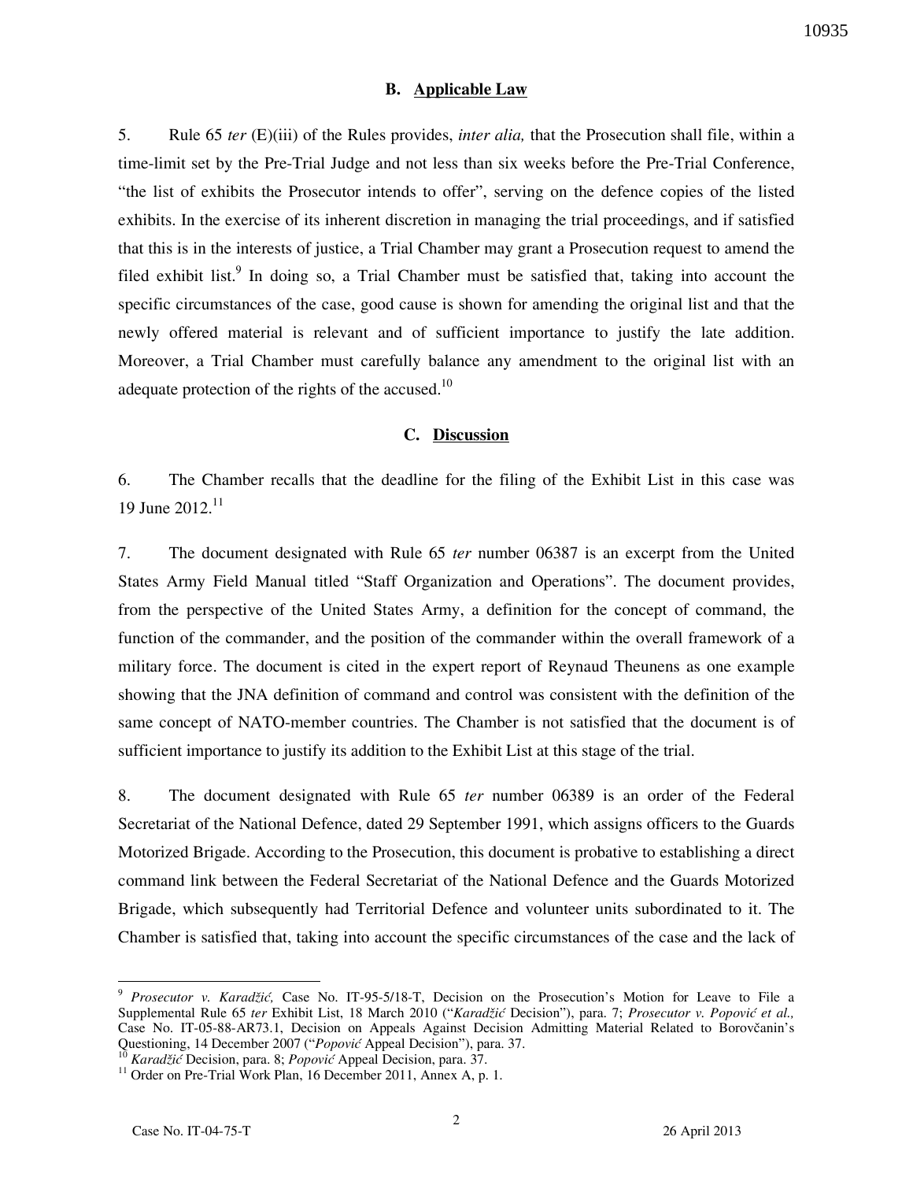### B. Applicable Law

5. Rule 65 *ter* (E)(iii) of the Rules provides, *inter alia,* that the Prosecution shall file, within a time-limit set by the Pre-Trial Judge and not less than six weeks before the Pre-Trial Conference, "the list of exhibits the Prosecutor intends to offer", serving on the defence copies of the listed exhibits. In the exercise of its inherent discretion in managing the trial proceedings, and if satisfied that this is in the interests of justice, a Trial Chamber may grant a Prosecution request to amend the filed exhibit list.[9] In doing so, a Trial Chamber must be satisfied that, taking into account the specific circumstances of the case, good cause is shown for amending the original list and that the newly offered material is relevant and of sufficient importance to justify the late addition. Moreover, a Trial Chamber must carefully balance any amendment to the original list with an adequate protection of the rights of the accused.[10]

### C. Discussion

6. The Chamber recalls that the deadline for the filing of the Exhibit List in this case was 19 June 2012.[11]

7. The document designated with Rule 65 *ter* number 06387 is an excerpt from the United States Army Field Manual titled "Staff Organization and Operations". The document provides, from the perspective of the United States Army, a definition for the concept of command, the function of the commander, and the position of the commander within the overall framework of a military force. The document is cited in the expert report of Reynaud Theunens as one example showing that the JNA definition of command and control was consistent with the definition of the same concept of NATO-member countries. The Chamber is not satisfied that the document is of sufficient importance to justify its addition to the Exhibit List at this stage of the trial.

8. The document designated with Rule 65 *ter* number 06389 is an order of the Federal Secretariat of the National Defence, dated 29 September 1991, which assigns officers to the Guards Motorized Brigade. According to the Prosecution, this document is probative to establishing a direct command link between the Federal Secretariat of the National Defence and the Guards Motorized Brigade, which subsequently had Territorial Defence and volunteer units subordinated to it. The Chamber is satisfied that, taking into account the specific circumstances of the case and the lack of

---

[9] *Prosecutor v. Karadžić,* Case No. IT-95-5/18-T, Decision on the Prosecution's Motion for Leave to File a Supplemental Rule 65 *ter* Exhibit List, 18 March 2010 ("*Karadžić* Decision"), para. 7; *Prosecutor v. Popović et al.,* Case No. IT-05-88-AR73.1, Decision on Appeals Against Decision Admitting Material Related to Borovčanin's Questioning, 14 December 2007 ("*Popović* Appeal Decision"), para. 37.

[10] *Karadžić* Decision, para. 8; *Popović* Appeal Decision, para. 37.

[11] Order on Pre-Trial Work Plan, 16 December 2011, Annex A, p. 1.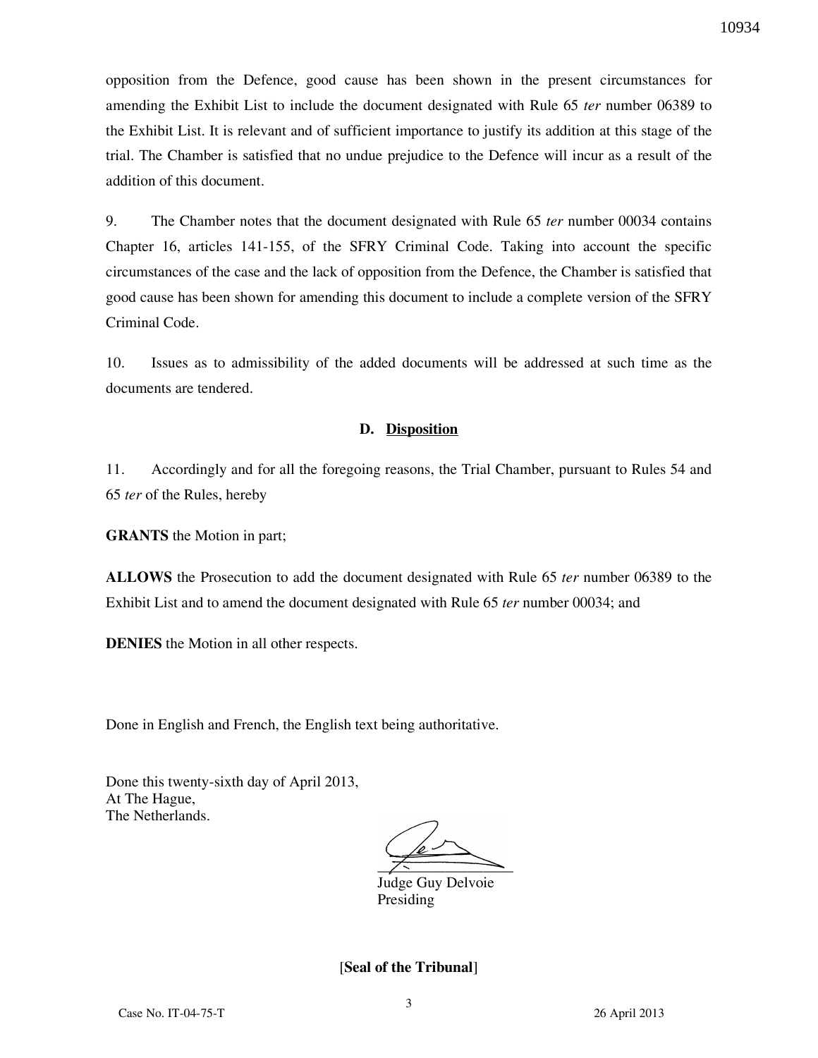opposition from the Defence, good cause has been shown in the present circumstances for amending the Exhibit List to include the document designated with Rule 65 *ter* number 06389 to the Exhibit List. It is relevant and of sufficient importance to justify its addition at this stage of the trial. The Chamber is satisfied that no undue prejudice to the Defence will incur as a result of the addition of this document.

9. The Chamber notes that the document designated with Rule 65 *ter* number 00034 contains Chapter 16, articles 141-155, of the SFRY Criminal Code. Taking into account the specific circumstances of the case and the lack of opposition from the Defence, the Chamber is satisfied that good cause has been shown for amending this document to include a complete version of the SFRY Criminal Code.

10. Issues as to admissibility of the added documents will be addressed at such time as the documents are tendered.

### D. Disposition

11. Accordingly and for all the foregoing reasons, the Trial Chamber, pursuant to Rules 54 and 65 *ter* of the Rules, hereby

**GRANTS** the Motion in part;

**ALLOWS** the Prosecution to add the document designated with Rule 65 *ter* number 06389 to the Exhibit List and to amend the document designated with Rule 65 *ter* number 00034; and

**DENIES** the Motion in all other respects.

Done in English and French, the English text being authoritative.

Done this twenty-sixth day of April 2013,
At The Hague,
The Netherlands.

Judge Guy Delvoie
Presiding

[**Seal of the Tribunal**]

Case No. IT-04-75-T 26 April 2013